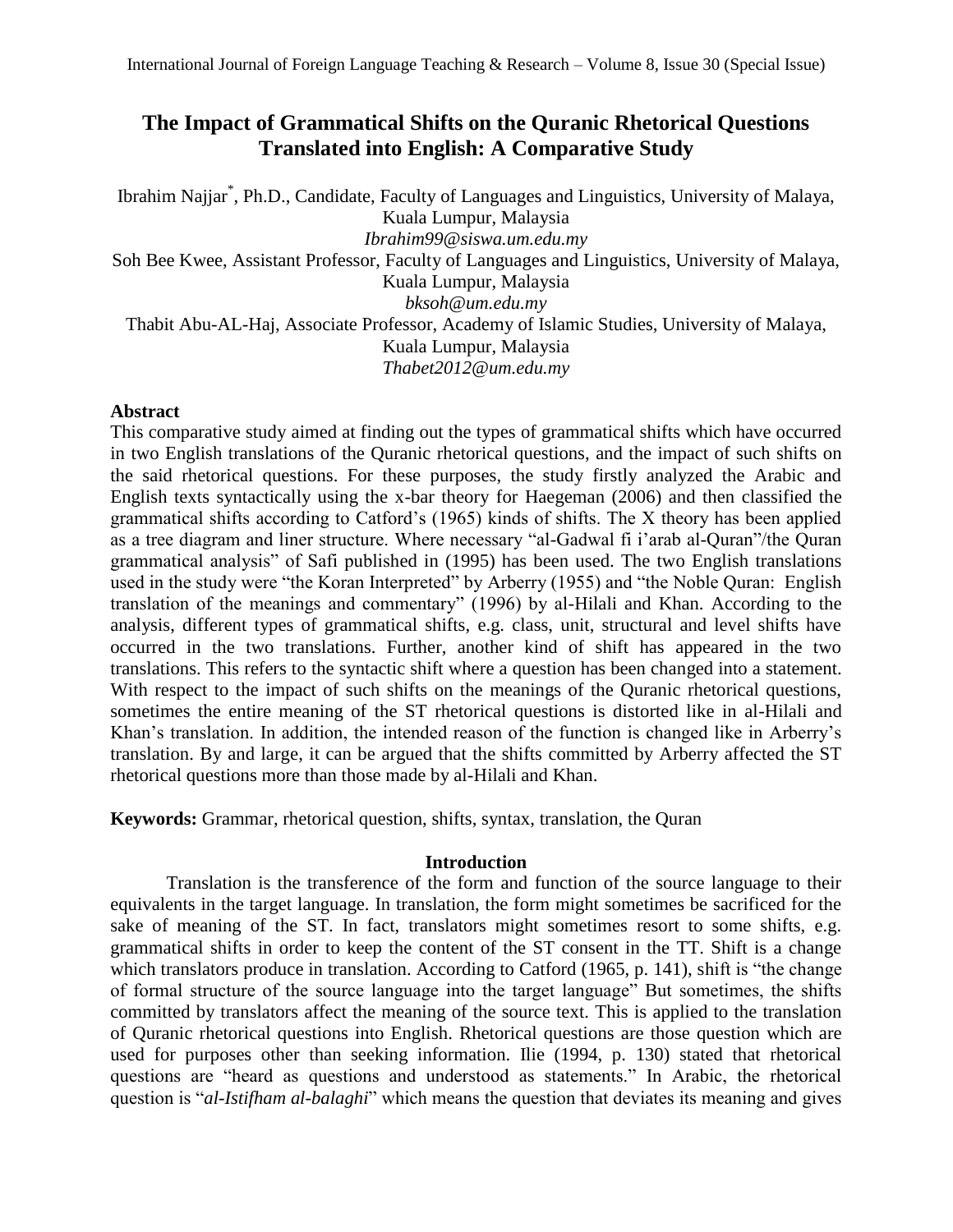# The Impact of Grammatical Shifts on the Quranic Rhetorical Questions Translated into English: A Comparative Study

Ibrahim Najjar*, Ph.D., Candidate, Faculty of Languages and Linguistics, University of Malaya, Kuala Lumpur, Malaysia
*Ibrahim99@siswa.um.edu.my*

Soh Bee Kwee, Assistant Professor, Faculty of Languages and Linguistics, University of Malaya, Kuala Lumpur, Malaysia
*bksoh@um.edu.my*

Thabit Abu-AL-Haj, Associate Professor, Academy of Islamic Studies, University of Malaya, Kuala Lumpur, Malaysia
*Thabet2012@um.edu.my*

## Abstract

This comparative study aimed at finding out the types of grammatical shifts which have occurred in two English translations of the Quranic rhetorical questions, and the impact of such shifts on the said rhetorical questions. For these purposes, the study firstly analyzed the Arabic and English texts syntactically using the x-bar theory for Haegeman (2006) and then classified the grammatical shifts according to Catford's (1965) kinds of shifts. The X theory has been applied as a tree diagram and liner structure. Where necessary "al-Gadwal fi i'arab al-Quran"/the Quran grammatical analysis" of Safi published in (1995) has been used. The two English translations used in the study were "the Koran Interpreted" by Arberry (1955) and "the Noble Quran: English translation of the meanings and commentary" (1996) by al-Hilali and Khan. According to the analysis, different types of grammatical shifts, e.g. class, unit, structural and level shifts have occurred in the two translations. Further, another kind of shift has appeared in the two translations. This refers to the syntactic shift where a question has been changed into a statement. With respect to the impact of such shifts on the meanings of the Quranic rhetorical questions, sometimes the entire meaning of the ST rhetorical questions is distorted like in al-Hilali and Khan's translation. In addition, the intended reason of the function is changed like in Arberry's translation. By and large, it can be argued that the shifts committed by Arberry affected the ST rhetorical questions more than those made by al-Hilali and Khan.

**Keywords:** Grammar, rhetorical question, shifts, syntax, translation, the Quran

## Introduction

Translation is the transference of the form and function of the source language to their equivalents in the target language. In translation, the form might sometimes be sacrificed for the sake of meaning of the ST. In fact, translators might sometimes resort to some shifts, e.g. grammatical shifts in order to keep the content of the ST consent in the TT. Shift is a change which translators produce in translation. According to Catford (1965, p. 141), shift is "the change of formal structure of the source language into the target language" But sometimes, the shifts committed by translators affect the meaning of the source text. This is applied to the translation of Quranic rhetorical questions into English. Rhetorical questions are those question which are used for purposes other than seeking information. Ilie (1994, p. 130) stated that rhetorical questions are "heard as questions and understood as statements." In Arabic, the rhetorical question is "*al-Istifham al-balaghi*" which means the question that deviates its meaning and gives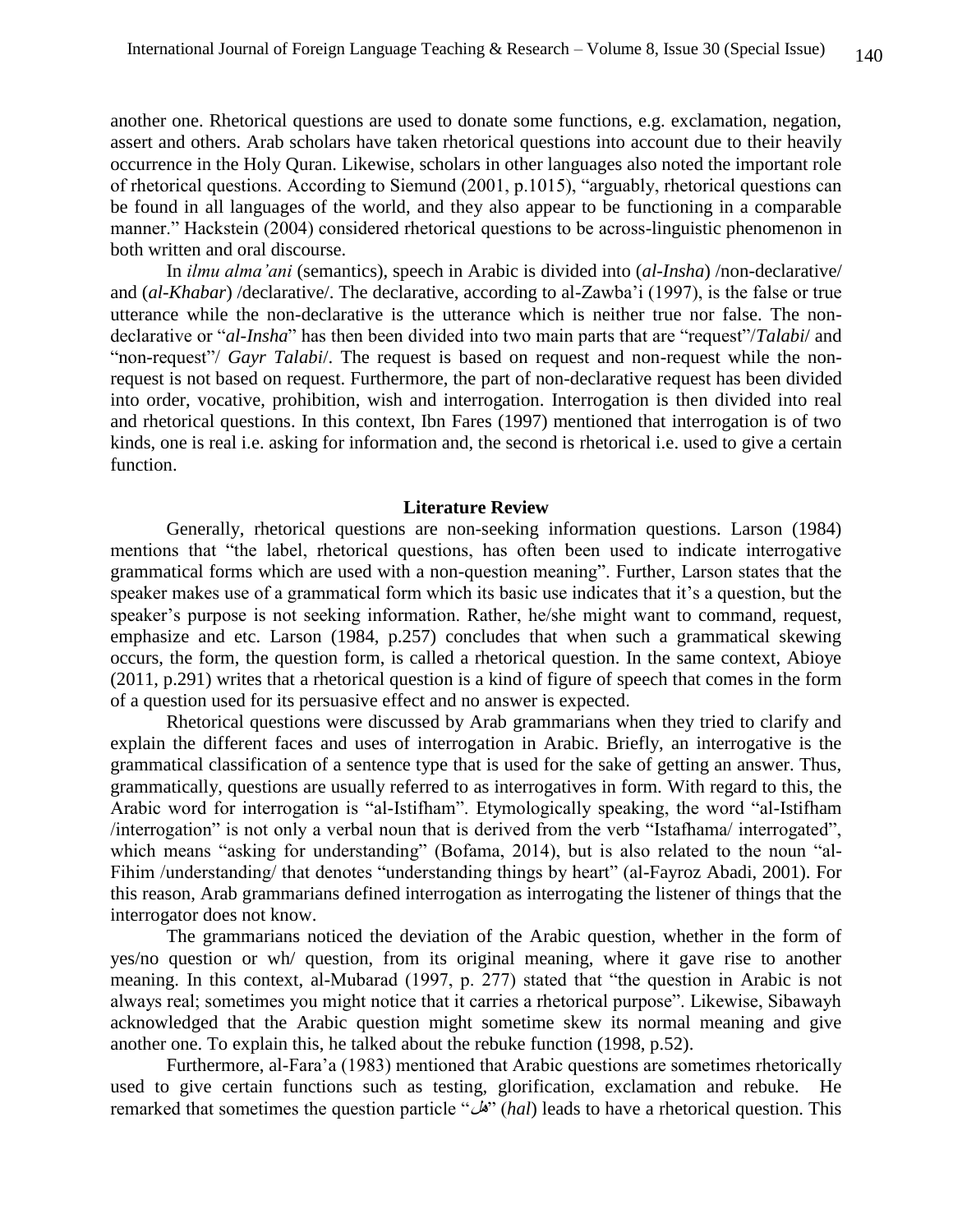another one. Rhetorical questions are used to donate some functions, e.g. exclamation, negation, assert and others. Arab scholars have taken rhetorical questions into account due to their heavily occurrence in the Holy Quran. Likewise, scholars in other languages also noted the important role of rhetorical questions. According to Siemund (2001, p.1015), "arguably, rhetorical questions can be found in all languages of the world, and they also appear to be functioning in a comparable manner." Hackstein (2004) considered rhetorical questions to be across-linguistic phenomenon in both written and oral discourse.

In *ilmu alma'ani* (semantics), speech in Arabic is divided into (*al-Insha*) /non-declarative/ and (*al-Khabar*) /declarative/. The declarative, according to al-Zawba'i (1997), is the false or true utterance while the non-declarative is the utterance which is neither true nor false. The non-declarative or "*al-Insha*" has then been divided into two main parts that are "request"/*Talabi*/ and "non-request"/ *Gayr Talabi*/. The request is based on request and non-request while the non-request is not based on request. Furthermore, the part of non-declarative request has been divided into order, vocative, prohibition, wish and interrogation. Interrogation is then divided into real and rhetorical questions. In this context, Ibn Fares (1997) mentioned that interrogation is of two kinds, one is real i.e. asking for information and, the second is rhetorical i.e. used to give a certain function.

## Literature Review

Generally, rhetorical questions are non-seeking information questions. Larson (1984) mentions that "the label, rhetorical questions, has often been used to indicate interrogative grammatical forms which are used with a non-question meaning". Further, Larson states that the speaker makes use of a grammatical form which its basic use indicates that it's a question, but the speaker's purpose is not seeking information. Rather, he/she might want to command, request, emphasize and etc. Larson (1984, p.257) concludes that when such a grammatical skewing occurs, the form, the question form, is called a rhetorical question. In the same context, Abioye (2011, p.291) writes that a rhetorical question is a kind of figure of speech that comes in the form of a question used for its persuasive effect and no answer is expected.

Rhetorical questions were discussed by Arab grammarians when they tried to clarify and explain the different faces and uses of interrogation in Arabic. Briefly, an interrogative is the grammatical classification of a sentence type that is used for the sake of getting an answer. Thus, grammatically, questions are usually referred to as interrogatives in form. With regard to this, the Arabic word for interrogation is "al-Istifham". Etymologically speaking, the word "al-Istifham /interrogation" is not only a verbal noun that is derived from the verb "Istafhama/ interrogated", which means "asking for understanding" (Bofama, 2014), but is also related to the noun "al-Fihim /understanding/ that denotes "understanding things by heart" (al-Fayroz Abadi, 2001). For this reason, Arab grammarians defined interrogation as interrogating the listener of things that the interrogator does not know.

The grammarians noticed the deviation of the Arabic question, whether in the form of yes/no question or wh/ question, from its original meaning, where it gave rise to another meaning. In this context, al-Mubarad (1997, p. 277) stated that "the question in Arabic is not always real; sometimes you might notice that it carries a rhetorical purpose". Likewise, Sibawayh acknowledged that the Arabic question might sometime skew its normal meaning and give another one. To explain this, he talked about the rebuke function (1998, p.52).

Furthermore, al-Fara'a (1983) mentioned that Arabic questions are sometimes rhetorically used to give certain functions such as testing, glorification, exclamation and rebuke. He remarked that sometimes the question particle "هل" (*hal*) leads to have a rhetorical question. This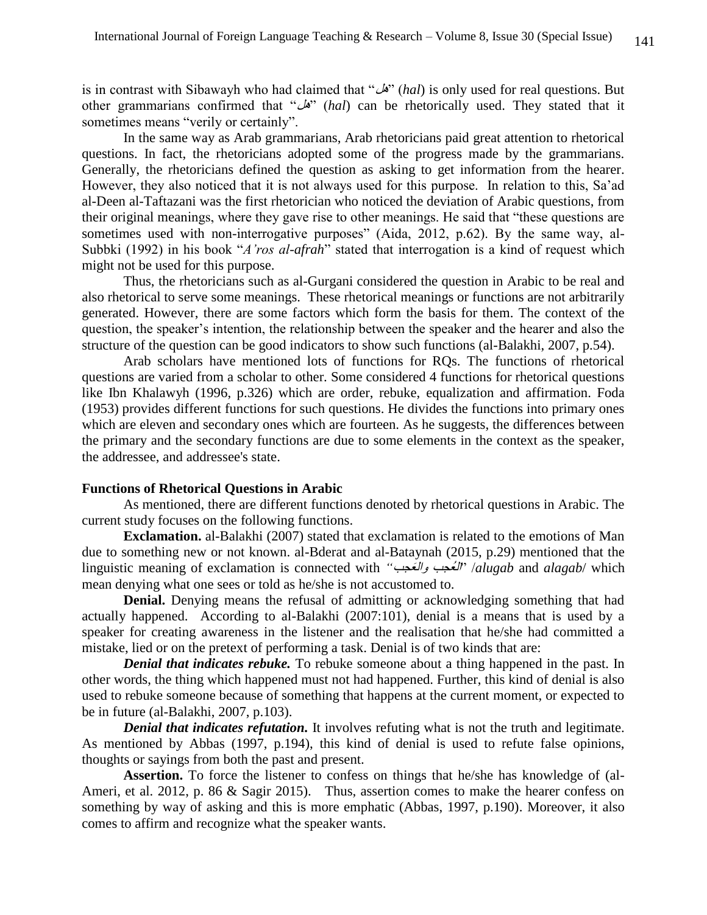is in contrast with Sibawayh who had claimed that "هل" (*hal*) is only used for real questions. But other grammarians confirmed that "هل" (*hal*) can be rhetorically used. They stated that it sometimes means "verily or certainly".

In the same way as Arab grammarians, Arab rhetoricians paid great attention to rhetorical questions. In fact, the rhetoricians adopted some of the progress made by the grammarians. Generally, the rhetoricians defined the question as asking to get information from the hearer. However, they also noticed that it is not always used for this purpose. In relation to this, Sa'ad al-Deen al-Taftazani was the first rhetorician who noticed the deviation of Arabic questions, from their original meanings, where they gave rise to other meanings. He said that "these questions are sometimes used with non-interrogative purposes" (Aida, 2012, p.62). By the same way, al-Subbki (1992) in his book "*A'ros al-afrah*" stated that interrogation is a kind of request which might not be used for this purpose.

Thus, the rhetoricians such as al-Gurgani considered the question in Arabic to be real and also rhetorical to serve some meanings. These rhetorical meanings or functions are not arbitrarily generated. However, there are some factors which form the basis for them. The context of the question, the speaker's intention, the relationship between the speaker and the hearer and also the structure of the question can be good indicators to show such functions (al-Balakhi, 2007, p.54).

Arab scholars have mentioned lots of functions for RQs. The functions of rhetorical questions are varied from a scholar to other. Some considered 4 functions for rhetorical questions like Ibn Khalawyh (1996, p.326) which are order, rebuke, equalization and affirmation. Foda (1953) provides different functions for such questions. He divides the functions into primary ones which are eleven and secondary ones which are fourteen. As he suggests, the differences between the primary and the secondary functions are due to some elements in the context as the speaker, the addressee, and addressee's state.

## Functions of Rhetorical Questions in Arabic

As mentioned, there are different functions denoted by rhetorical questions in Arabic. The current study focuses on the following functions.

**Exclamation.** al-Balakhi (2007) stated that exclamation is related to the emotions of Man due to something new or not known. al-Bderat and al-Bataynah (2015, p.29) mentioned that the linguistic meaning of exclamation is connected with *"العُجب والعَجب"* /*alugab* and *alagab*/ which mean denying what one sees or told as he/she is not accustomed to.

**Denial.** Denying means the refusal of admitting or acknowledging something that had actually happened. According to al-Balakhi (2007:101), denial is a means that is used by a speaker for creating awareness in the listener and the realisation that he/she had committed a mistake, lied or on the pretext of performing a task. Denial is of two kinds that are:

***Denial that indicates rebuke.*** To rebuke someone about a thing happened in the past. In other words, the thing which happened must not had happened. Further, this kind of denial is also used to rebuke someone because of something that happens at the current moment, or expected to be in future (al-Balakhi, 2007, p.103).

***Denial that indicates refutation.*** It involves refuting what is not the truth and legitimate. As mentioned by Abbas (1997, p.194), this kind of denial is used to refute false opinions, thoughts or sayings from both the past and present.

**Assertion.** To force the listener to confess on things that he/she has knowledge of (al-Ameri, et al. 2012, p. 86 & Sagir 2015). Thus, assertion comes to make the hearer confess on something by way of asking and this is more emphatic (Abbas, 1997, p.190). Moreover, it also comes to affirm and recognize what the speaker wants.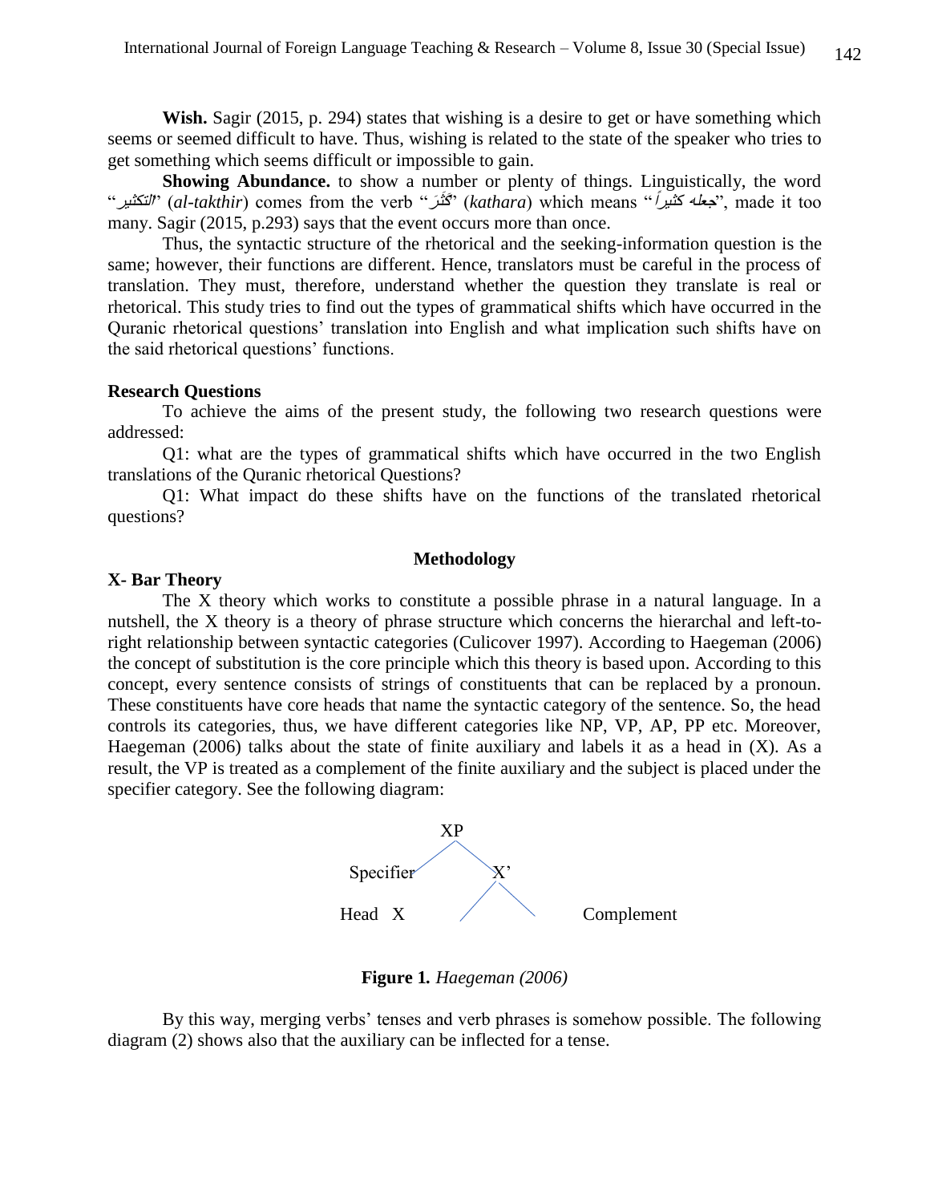**Wish.** Sagir (2015, p. 294) states that wishing is a desire to get or have something which seems or seemed difficult to have. Thus, wishing is related to the state of the speaker who tries to get something which seems difficult or impossible to gain.

**Showing Abundance.** to show a number or plenty of things. Linguistically, the word "*التكثير*" (*al-takthir*) comes from the verb "*كَثَّرَ*" (*kathara*) which means "*جعله كثيراً*", made it too many. Sagir (2015, p.293) says that the event occurs more than once.

Thus, the syntactic structure of the rhetorical and the seeking-information question is the same; however, their functions are different. Hence, translators must be careful in the process of translation. They must, therefore, understand whether the question they translate is real or rhetorical. This study tries to find out the types of grammatical shifts which have occurred in the Quranic rhetorical questions' translation into English and what implication such shifts have on the said rhetorical questions' functions.

### Research Questions

To achieve the aims of the present study, the following two research questions were addressed:

Q1: what are the types of grammatical shifts which have occurred in the two English translations of the Quranic rhetorical Questions?

Q1: What impact do these shifts have on the functions of the translated rhetorical questions?

## Methodology

### X- Bar Theory

The X theory which works to constitute a possible phrase in a natural language. In a nutshell, the X theory is a theory of phrase structure which concerns the hierarchal and left-to-right relationship between syntactic categories (Culicover 1997). According to Haegeman (2006) the concept of substitution is the core principle which this theory is based upon. According to this concept, every sentence consists of strings of constituents that can be replaced by a pronoun. These constituents have core heads that name the syntactic category of the sentence. So, the head controls its categories, thus, we have different categories like NP, VP, AP, PP etc. Moreover, Haegeman (2006) talks about the state of finite auxiliary and labels it as a head in (X). As a result, the VP is treated as a complement of the finite auxiliary and the subject is placed under the specifier category. See the following diagram:

```
            XP
          /    \
  Specifier      X'
                /  \
  Head X               Complement
```

**Figure 1.** *Haegeman (2006)*

By this way, merging verbs' tenses and verb phrases is somehow possible. The following diagram (2) shows also that the auxiliary can be inflected for a tense.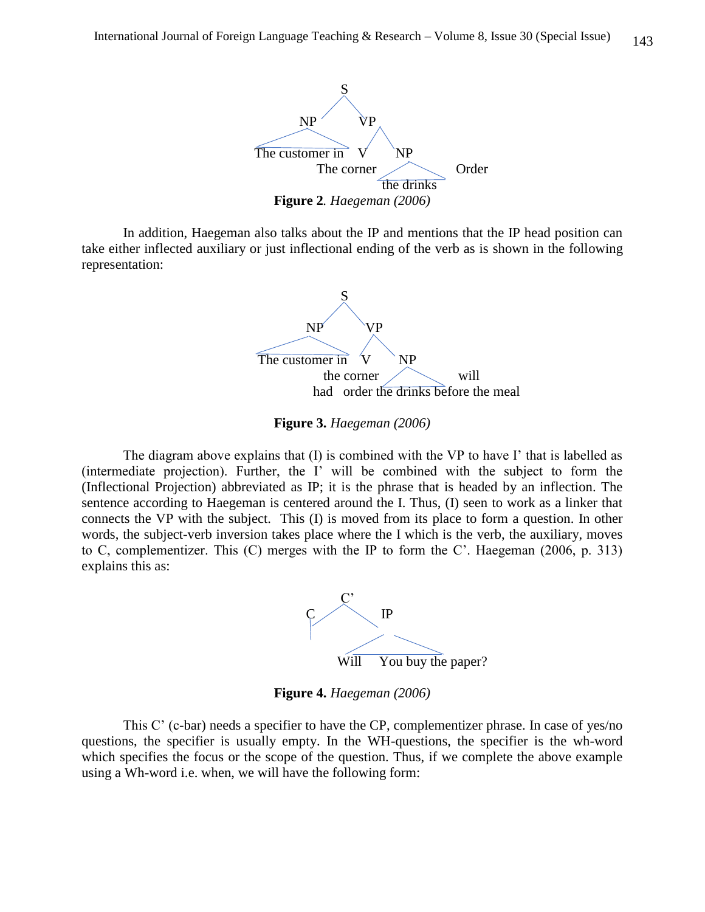S

NP VP

The customer in V NP

The corner Order

the drinks

**Figure 2**. *Haegeman (2006)*

In addition, Haegeman also talks about the IP and mentions that the IP head position can take either inflected auxiliary or just inflectional ending of the verb as is shown in the following representation:

S

NP VP

The customer in V NP

the corner will

had order the drinks before the meal

**Figure 3.** *Haegeman (2006)*

The diagram above explains that (I) is combined with the VP to have I' that is labelled as (intermediate projection). Further, the I' will be combined with the subject to form the (Inflectional Projection) abbreviated as IP; it is the phrase that is headed by an inflection. The sentence according to Haegeman is centered around the I. Thus, (I) seen to work as a linker that connects the VP with the subject. This (I) is moved from its place to form a question. In other words, the subject-verb inversion takes place where the I which is the verb, the auxiliary, moves to C, complementizer. This (C) merges with the IP to form the C'. Haegeman (2006, p. 313) explains this as:

C'

C IP

Will You buy the paper?

**Figure 4.** *Haegeman (2006)*

This C' (c-bar) needs a specifier to have the CP, complementizer phrase. In case of yes/no questions, the specifier is usually empty. In the WH-questions, the specifier is the wh-word which specifies the focus or the scope of the question. Thus, if we complete the above example using a Wh-word i.e. when, we will have the following form: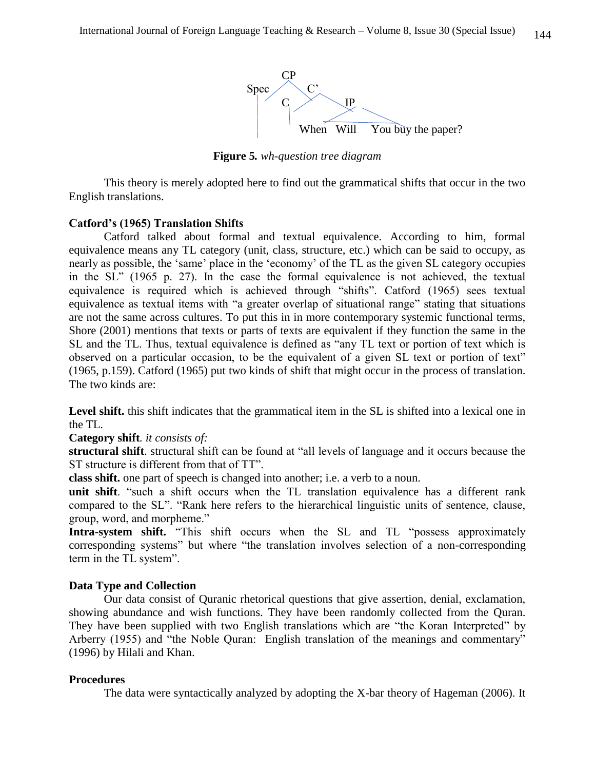CP

Spec C'

C IP

When Will You buy the paper?

**Figure 5.** *wh-question tree diagram*

This theory is merely adopted here to find out the grammatical shifts that occur in the two English translations.

### Catford's (1965) Translation Shifts

Catford talked about formal and textual equivalence. According to him, formal equivalence means any TL category (unit, class, structure, etc.) which can be said to occupy, as nearly as possible, the 'same' place in the 'economy' of the TL as the given SL category occupies in the SL" (1965 p. 27). In the case the formal equivalence is not achieved, the textual equivalence is required which is achieved through "shifts". Catford (1965) sees textual equivalence as textual items with "a greater overlap of situational range" stating that situations are not the same across cultures. To put this in in more contemporary systemic functional terms, Shore (2001) mentions that texts or parts of texts are equivalent if they function the same in the SL and the TL. Thus, textual equivalence is defined as "any TL text or portion of text which is observed on a particular occasion, to be the equivalent of a given SL text or portion of text" (1965, p.159). Catford (1965) put two kinds of shift that might occur in the process of translation. The two kinds are:

**Level shift.** this shift indicates that the grammatical item in the SL is shifted into a lexical one in the TL.

**Category shift**. *it consists of:*

**structural shift**. structural shift can be found at "all levels of language and it occurs because the ST structure is different from that of TT".

**class shift.** one part of speech is changed into another; i.e. a verb to a noun.

**unit shift**. "such a shift occurs when the TL translation equivalence has a different rank compared to the SL". "Rank here refers to the hierarchical linguistic units of sentence, clause, group, word, and morpheme."

**Intra-system shift.** "This shift occurs when the SL and TL "possess approximately corresponding systems" but where "the translation involves selection of a non-corresponding term in the TL system".

### Data Type and Collection

Our data consist of Quranic rhetorical questions that give assertion, denial, exclamation, showing abundance and wish functions. They have been randomly collected from the Quran. They have been supplied with two English translations which are "the Koran Interpreted" by Arberry (1955) and "the Noble Quran: English translation of the meanings and commentary" (1996) by Hilali and Khan.

### Procedures

The data were syntactically analyzed by adopting the X-bar theory of Hageman (2006). It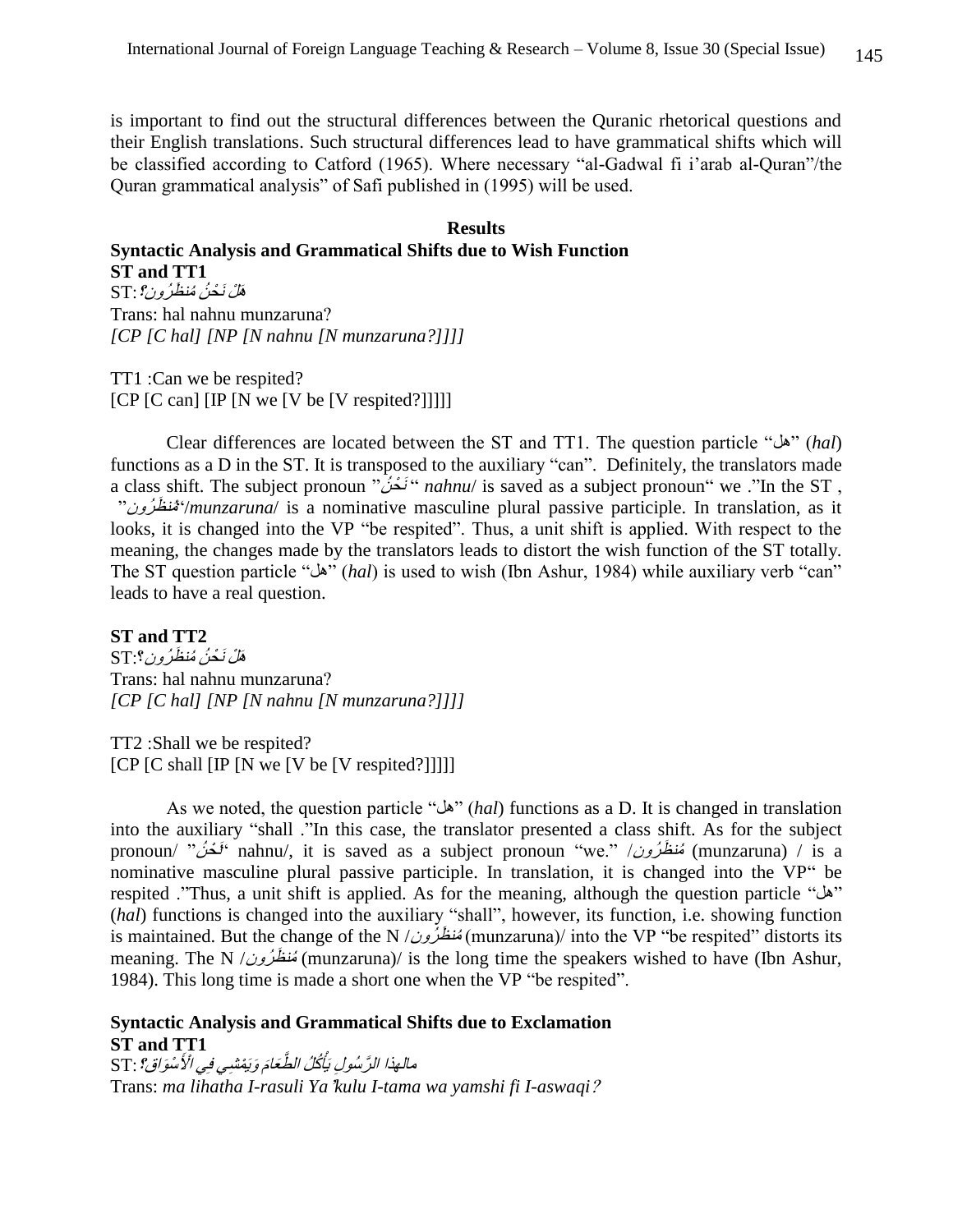is important to find out the structural differences between the Quranic rhetorical questions and their English translations. Such structural differences lead to have grammatical shifts which will be classified according to Catford (1965). Where necessary "al-Gadwal fi i'arab al-Quran"/the Quran grammatical analysis" of Safi published in (1995) will be used.

## Results

### Syntactic Analysis and Grammatical Shifts due to Wish Function

**ST and TT1**

ST: *هَلْ نَحْنُ مُنظَرُونَ؟*

Trans: hal nahnu munzaruna?

*[CP [C hal] [NP [N nahnu [N munzaruna?]]]]*

TT1 :Can we be respited?

[CP [C can] [IP [N we [V be [V respited?]]]]]

Clear differences are located between the ST and TT1. The question particle "هل" (*hal*) functions as a D in the ST. It is transposed to the auxiliary "can". Definitely, the translators made a class shift. The subject pronoun "نَحْنُ" *nahnu*/ is saved as a subject pronoun" we ."In the ST , "مُنظَرُون"/*munzaruna*/ is a nominative masculine plural passive participle. In translation, as it looks, it is changed into the VP "be respited". Thus, a unit shift is applied. With respect to the meaning, the changes made by the translators leads to distort the wish function of the ST totally. The ST question particle "هل" (*hal*) is used to wish (Ibn Ashur, 1984) while auxiliary verb "can" leads to have a real question.

**ST and TT2**

ST: *هَلْ نَحْنُ مُنظَرُونَ؟*

Trans: hal nahnu munzaruna?

*[CP [C hal] [NP [N nahnu [N munzaruna?]]]]*

TT2 :Shall we be respited?

[CP [C shall [IP [N we [V be [V respited?]]]]]

As we noted, the question particle "هل" (*hal*) functions as a D. It is changed in translation into the auxiliary "shall ."In this case, the translator presented a class shift. As for the subject pronoun/ "نَحْنُ" nahnu/, it is saved as a subject pronoun "we." /مُنظَرُون (munzaruna) / is a nominative masculine plural passive participle. In translation, it is changed into the VP" be respited ."Thus, a unit shift is applied. As for the meaning, although the question particle "هل" (*hal*) functions is changed into the auxiliary "shall", however, its function, i.e. showing function is maintained. But the change of the N /مُنظَرُون (munzaruna)/ into the VP "be respited" distorts its meaning. The N /مُنظَرُون (munzaruna)/ is the long time the speakers wished to have (Ibn Ashur, 1984). This long time is made a short one when the VP "be respited".

### Syntactic Analysis and Grammatical Shifts due to Exclamation

**ST and TT1**

ST: *مالهذا الرَّسُولِ يَأْكُلُ الطَّعَامَ وَيَمْشِي فِي الْأَسْوَاقِ؟*

Trans: *ma lihatha I-rasuli Ya'kulu I-tama wa yamshi fi I-aswaqi?*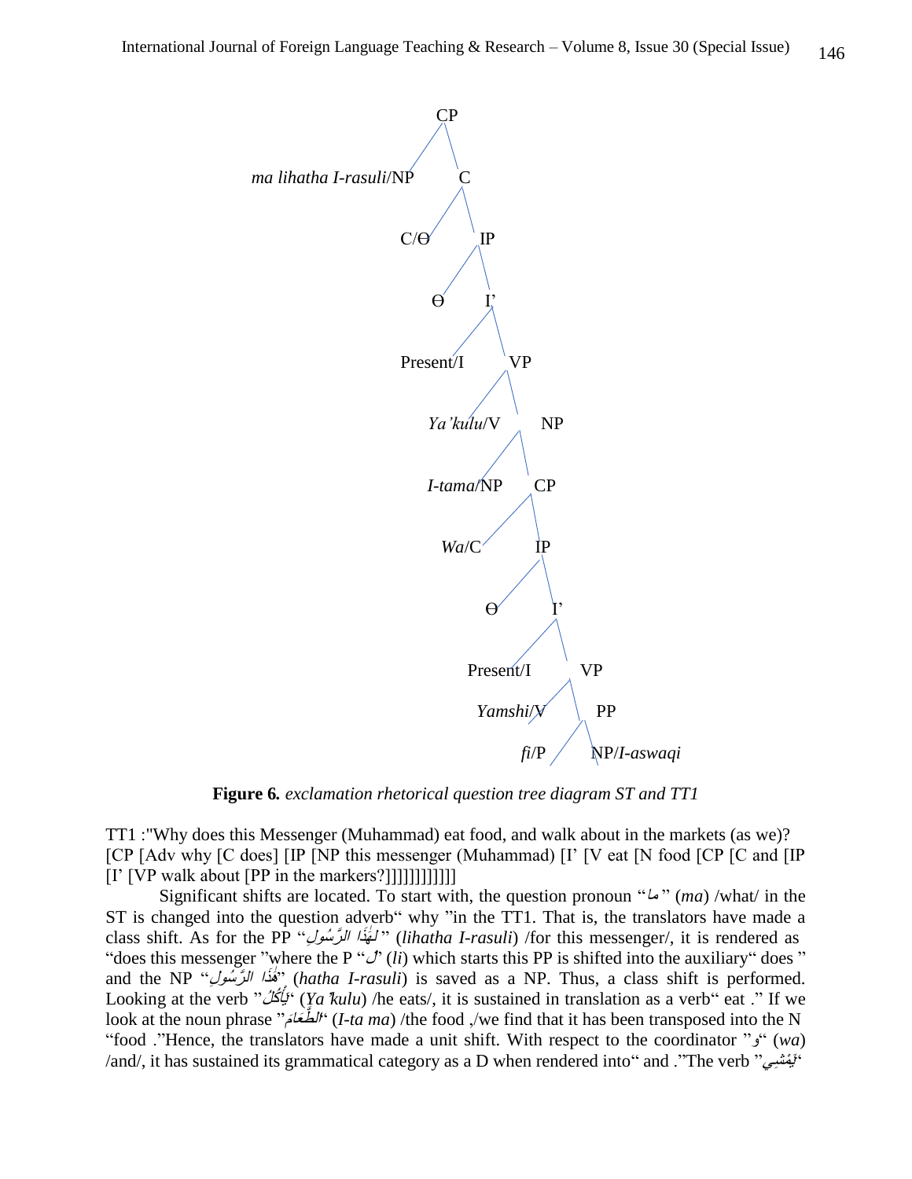```
CP
├── ma lihatha I-rasuli/NP
└── C
    ├── C/Ɵ
    └── IP
        ├── Ɵ
        └── I'
            ├── Present/I
            └── VP
                ├── Ya'kulu/V
                └── NP
                    ├── I-tama/NP
                    └── CP
                        ├── Wa/C
                        └── IP
                            ├── Ɵ
                            └── I'
                                ├── Present/I
                                └── VP
                                    ├── Yamshi/V
                                    └── PP
                                        ├── fi/P
                                        └── NP/I-aswaqi
```

**Figure 6.** *exclamation rhetorical question tree diagram ST and TT1*

TT1 :"Why does this Messenger (Muhammad) eat food, and walk about in the markets (as we)? [CP [Adv why [C does] [IP [NP this messenger (Muhammad) [I' [V eat [N food [CP [C and [IP [I' [VP walk about [PP in the markers?]]]]]]]]]]]]

Significant shifts are located. To start with, the question pronoun "ما" (*ma*) /what/ in the ST is changed into the question adverb" why "in the TT1. That is, the translators have made a class shift. As for the PP "لِهَٰذَا الرَّسُولِ" (*lihatha I-rasuli*) /for this messenger/, it is rendered as "does this messenger "where the P "لِ" (*li*) which starts this PP is shifted into the auxiliary" does " and the NP "هَٰذَا الرَّسُولِ" (*hatha I-rasuli*) is saved as a NP. Thus, a class shift is performed. Looking at the verb "يَأْكُلُ" (*Ya'kulu*) /he eats/, it is sustained in translation as a verb" eat ." If we look at the noun phrase "الطَّعَامَ" (*I-ta ma*) /the food ,/we find that it has been transposed into the N "food ."Hence, the translators have made a unit shift. With respect to the coordinator "وَ" (*wa*) /and/, it has sustained its grammatical category as a D when rendered into" and ."The verb "يَمْشِي"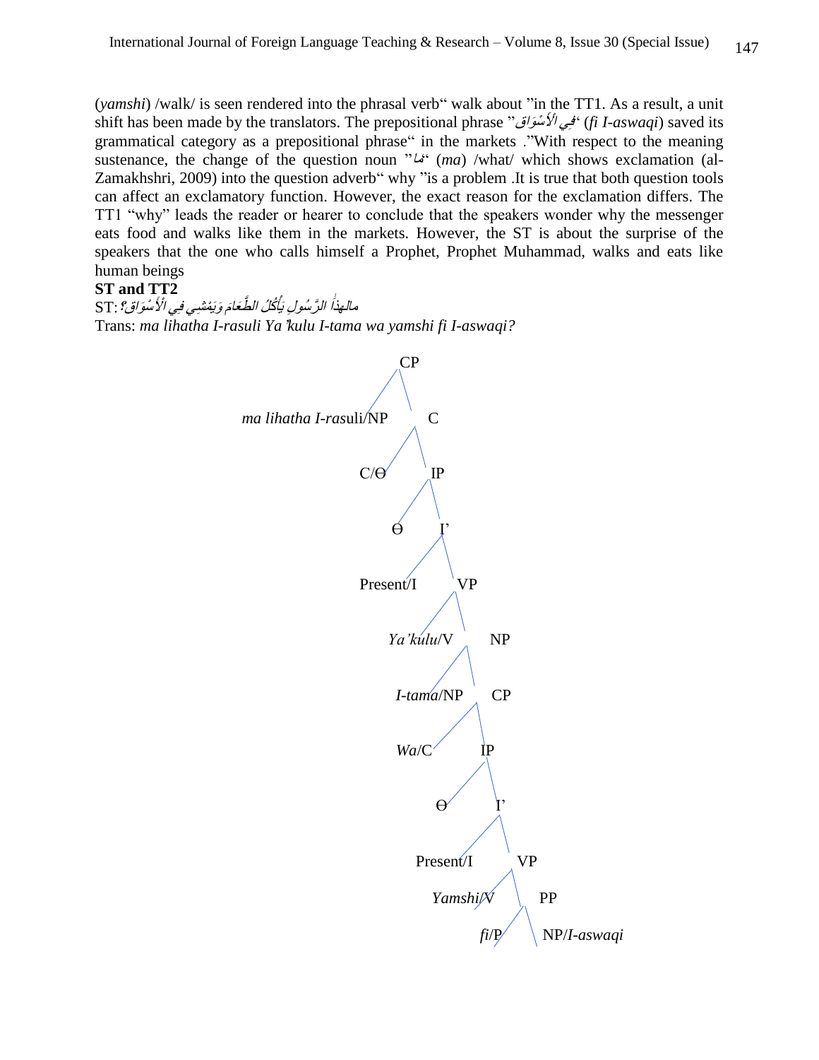(*yamshi*) /walk/ is seen rendered into the phrasal verb" walk about "in the TT1. As a result, a unit shift has been made by the translators. The prepositional phrase "فِي الْأَسْوَاقِ" (*fi I-aswaqi*) saved its grammatical category as a prepositional phrase" in the markets ."With respect to the meaning sustenance, the change of the question noun "مَا" (*ma*) /what/ which shows exclamation (al-Zamakhshri, 2009) into the question adverb" why "is a problem .It is true that both question tools can affect an exclamatory function. However, the exact reason for the exclamation differs. The TT1 "why" leads the reader or hearer to conclude that the speakers wonder why the messenger eats food and walks like them in the markets. However, the ST is about the surprise of the speakers that the one who calls himself a Prophet, Prophet Muhammad, walks and eats like human beings

**ST and TT2**

ST: مالِهٰذا الرَّسُولِ يَأْكُلُ الطَّعَامَ وَيَمْشِي فِي الْأَسْوَاقِ؟

Trans: *ma lihatha I-rasuli Ya'kulu I-tama wa yamshi fi I-aswaqi?*

```
CP
├── ma lihatha I-rasuli/NP
└── C
    ├── C/Ɵ
    └── IP
        ├── Ɵ
        └── I'
            ├── Present/I
            └── VP
                ├── Ya'kulu/V
                └── NP
                    ├── I-tama/NP
                    └── CP
                        ├── Wa/C
                        └── IP
                            ├── Ɵ
                            └── I'
                                ├── Present/I
                                └── VP
                                    ├── Yamshi/V
                                    └── PP
                                        ├── fi/P
                                        └── NP/I-aswaqi
```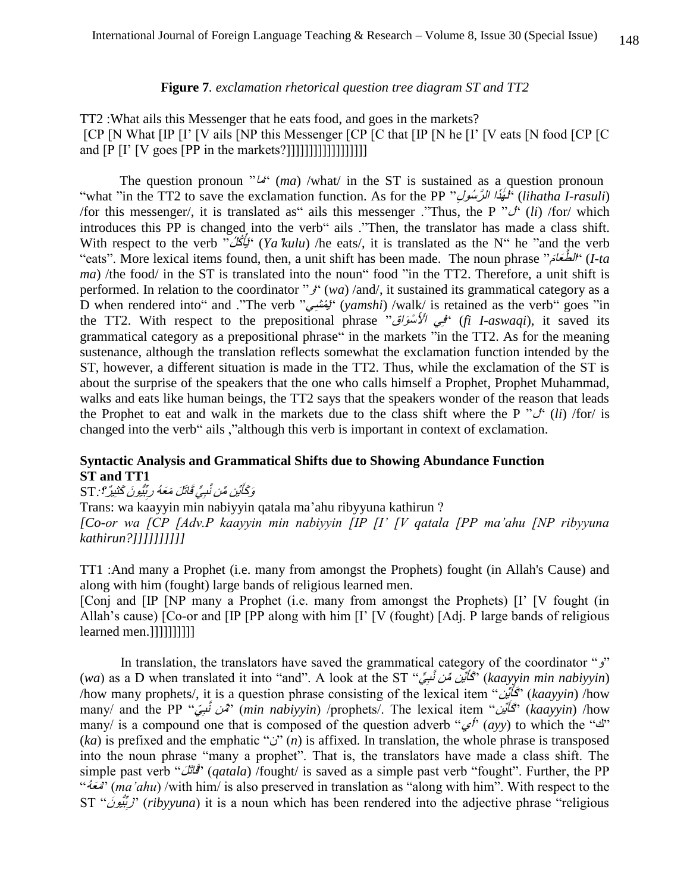**Figure 7**. *exclamation rhetorical question tree diagram ST and TT2*

TT2 :What ails this Messenger that he eats food, and goes in the markets?
[CP [N What [IP [I' [V ails [NP this Messenger [CP [C that [IP [N he [I' [V eats [N food [CP [C and [P [I' [V goes [PP in the markets?]]]]]]]]]]]]]]]]]]

The question pronoun "مَا" (*ma*) /what/ in the ST is sustained as a question pronoun "what "in the TT2 to save the exclamation function. As for the PP "لِهَٰذَا الرَّسُولِ" (*lihatha I-rasuli*) /for this messenger/, it is translated as" ails this messenger ."Thus, the P "لِ" (*li*) /for/ which introduces this PP is changed into the verb" ails ."Then, the translator has made a class shift. With respect to the verb "يَأْكُلُ" (*Ya'kulu*) /he eats/, it is translated as the N" he "and the verb "eats". More lexical items found, then, a unit shift has been made. The noun phrase "الطَّعَامَ" (*I-ta ma*) /the food/ in the ST is translated into the noun" food "in the TT2. Therefore, a unit shift is performed. In relation to the coordinator "وَ" (*wa*) /and/, it sustained its grammatical category as a D when rendered into" and ."The verb "يَمْشِي" (*yamshi*) /walk/ is retained as the verb" goes "in the TT2. With respect to the prepositional phrase "فِي الْأَسْوَاقِ" (*fi I-aswaqi*), it saved its grammatical category as a prepositional phrase" in the markets "in the TT2. As for the meaning sustenance, although the translation reflects somewhat the exclamation function intended by the ST, however, a different situation is made in the TT2. Thus, while the exclamation of the ST is about the surprise of the speakers that the one who calls himself a Prophet, Prophet Muhammad, walks and eats like human beings, the TT2 says that the speakers wonder of the reason that leads the Prophet to eat and walk in the markets due to the class shift where the P "لِ" (*li*) /for/ is changed into the verb" ails ,"although this verb is important in context of exclamation.

**Syntactic Analysis and Grammatical Shifts due to Showing Abundance Function**
**ST and TT1**

ST: وَكَأَيِّن مِّن نَّبِيٍّ قَاتَلَ مَعَهُ رِبِّيُّونَ كَثِيرٌ؟

Trans: wa kaayyin min nabiyyin qatala ma'ahu ribyyuna kathirun ?
*[Co-or wa [CP [Adv.P kaayyin min nabiyyin [IP [I' [V qatala [PP ma'ahu [NP ribyyuna kathirun?]]]]]]]]]*

TT1 :And many a Prophet (i.e. many from amongst the Prophets) fought (in Allah's Cause) and along with him (fought) large bands of religious learned men.
[Conj and [IP [NP many a Prophet (i.e. many from amongst the Prophets) [I' [V fought (in Allah's cause) [Co-or and [IP [PP along with him [I' [V (fought) [Adj. P large bands of religious learned men.]]]]]]]]]

In translation, the translators have saved the grammatical category of the coordinator "وَ" (*wa*) as a D when translated it into "and". A look at the ST "كَأَيِّن مِّن نَّبِيٍّ" (*kaayyin min nabiyyin*) /how many prophets/, it is a question phrase consisting of the lexical item "كَأَيِّن" (*kaayyin*) /how many/ and the PP "مِّن نَّبِيٍّ" (*min nabiyyin*) /prophets/. The lexical item "كَأَيِّن" (*kaayyin*) /how many/ is a compound one that is composed of the question adverb "أي" (*ayy*) to which the "ك" (*ka*) is prefixed and the emphatic "ن" (*n*) is affixed. In translation, the whole phrase is transposed into the noun phrase "many a prophet". That is, the translators have made a class shift. The simple past verb "قَاتَلَ" (*qatala*) /fought/ is saved as a simple past verb "fought". Further, the PP "مَعَهُ" (*ma'ahu*) /with him/ is also preserved in translation as "along with him". With respect to the ST "رِبِّيُّونَ" (*ribyyuna*) it is a noun which has been rendered into the adjective phrase "religious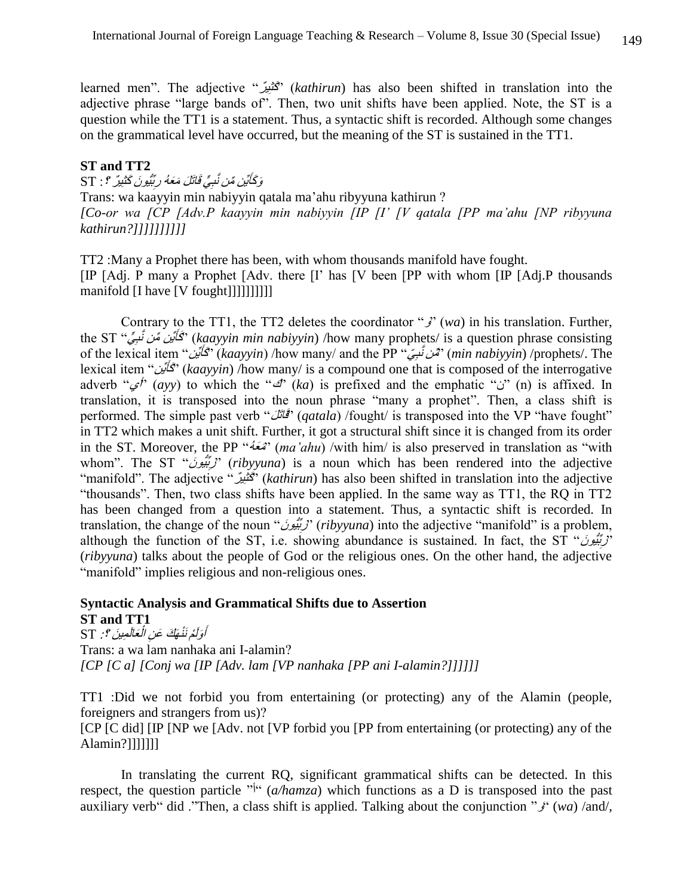learned men". The adjective "كَثِيرٌ" (*kathirun*) has also been shifted in translation into the adjective phrase "large bands of". Then, two unit shifts have been applied. Note, the ST is a question while the TT1 is a statement. Thus, a syntactic shift is recorded. Although some changes on the grammatical level have occurred, but the meaning of the ST is sustained in the TT1.

**ST and TT2**

ST : وَكَأَيِّن مِّن نَّبِيٍّ قَاتَلَ مَعَهُ رِبِّيُّونَ كَثِيرٌ ؟

Trans: wa kaayyin min nabiyyin qatala ma'ahu ribyyuna kathirun ?

*[Co-or wa [CP [Adv.P kaayyin min nabiyyin [IP [I' [V qatala [PP ma'ahu [NP ribyyuna kathirun?]]]]]]]]]*

TT2 :Many a Prophet there has been, with whom thousands manifold have fought.

[IP [Adj. P many a Prophet [Adv. there [I' has [V been [PP with whom [IP [Adj.P thousands manifold [I have [V fought]]]]]]]]]]

Contrary to the TT1, the TT2 deletes the coordinator "وَ" (*wa*) in his translation. Further, the ST "كَأَيِّن مِّن نَّبِيٍّ" (*kaayyin min nabiyyin*) /how many prophets/ is a question phrase consisting of the lexical item "كَأَيِّن" (*kaayyin*) /how many/ and the PP "مِّن نَّبِيٍّ" (*min nabiyyin*) /prophets/. The lexical item "كَأَيِّن" (*kaayyin*) /how many/ is a compound one that is composed of the interrogative adverb "أي" (*ayy*) to which the "كَ" (*ka*) is prefixed and the emphatic "ن" (n) is affixed. In translation, it is transposed into the noun phrase "many a prophet". Then, a class shift is performed. The simple past verb "قَاتَلَ" (*qatala*) /fought/ is transposed into the VP "have fought" in TT2 which makes a unit shift. Further, it got a structural shift since it is changed from its order in the ST. Moreover, the PP "مَعَهُ" (*ma'ahu*) /with him/ is also preserved in translation as "with whom". The ST "رِبِّيُّونَ" (*ribyyuna*) is a noun which has been rendered into the adjective "manifold". The adjective "كَثِيرٌ" (*kathirun*) has also been shifted in translation into the adjective "thousands". Then, two class shifts have been applied. In the same way as TT1, the RQ in TT2 has been changed from a question into a statement. Thus, a syntactic shift is recorded. In translation, the change of the noun "رِبِّيُّونَ" (*ribyyuna*) into the adjective "manifold" is a problem, although the function of the ST, i.e. showing abundance is sustained. In fact, the ST "رِبِّيُّونَ" (*ribyyuna*) talks about the people of God or the religious ones. On the other hand, the adjective "manifold" implies religious and non-religious ones.

**Syntactic Analysis and Grammatical Shifts due to Assertion**

**ST and TT1**

ST : أَوَلَمْ نَنْهَكَ عَنِ الْعَالَمِينَ ؟

Trans: a wa lam nanhaka ani I-alamin?

*[CP [C a] [Conj wa [IP [Adv. lam [VP nanhaka [PP ani I-alamin?]]]]]]*

TT1 :Did we not forbid you from entertaining (or protecting) any of the Alamin (people, foreigners and strangers from us)?

[CP [C did] [IP [NP we [Adv. not [VP forbid you [PP from entertaining (or protecting) any of the Alamin?]]]]]]]

In translating the current RQ, significant grammatical shifts can be detected. In this respect, the question particle "أ" (*a/hamza*) which functions as a D is transposed into the past auxiliary verb" did ."Then, a class shift is applied. Talking about the conjunction "وَ" (*wa*) /and/,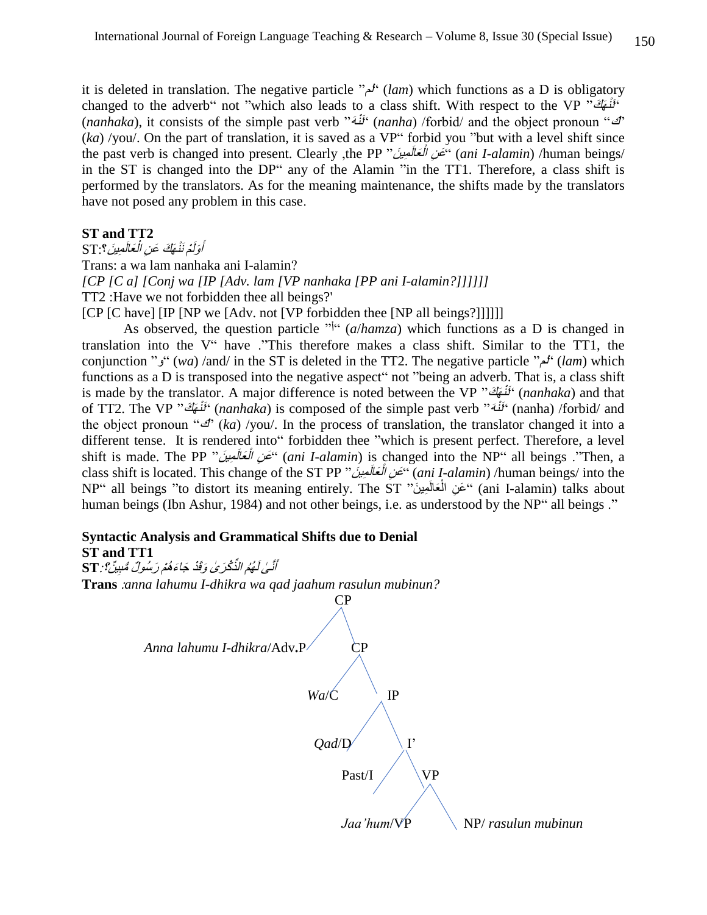it is deleted in translation. The negative particle "لم" (*lam*) which functions as a D is obligatory changed to the adverb" not "which also leads to a class shift. With respect to the VP "نَنْهَكَ" (*nanhaka*), it consists of the simple past verb "نَنْهَ" (*nanha*) /forbid/ and the object pronoun "كَ" (*ka*) /you/. On the part of translation, it is saved as a VP" forbid you "but with a level shift since the past verb is changed into present. Clearly ,the PP "عَنِ الْعَالَمِينَ" (*ani I-alamin*) /human beings/ in the ST is changed into the DP" any of the Alamin "in the TT1. Therefore, a class shift is performed by the translators. As for the meaning maintenance, the shifts made by the translators have not posed any problem in this case.

**ST and TT2**

ST: أَوَلَمْ نَنْهَكَ عَنِ الْعَالَمِينَ؟

Trans: a wa lam nanhaka ani I-alamin?

*[CP [C a] [Conj wa [IP [Adv. lam [VP nanhaka [PP ani I-alamin?]]]]]]*

TT2 :Have we not forbidden thee all beings?'

[CP [C have] [IP [NP we [Adv. not [VP forbidden thee [NP all beings?]]]]]]

As observed, the question particle "أ" (*a/hamza*) which functions as a D is changed in translation into the V" have ."This therefore makes a class shift. Similar to the TT1, the conjunction "و" (*wa*) /and/ in the ST is deleted in the TT2. The negative particle "لم" (*lam*) which functions as a D is transposed into the negative aspect" not "being an adverb. That is, a class shift is made by the translator. A major difference is noted between the VP "نَنْهَكَ" (*nanhaka*) and that of TT2. The VP "نَنْهَكَ" (*nanhaka*) is composed of the simple past verb "نَنْهَ" (nanha) /forbid/ and the object pronoun "كَ" (*ka*) /you/. In the process of translation, the translator changed it into a different tense. It is rendered into" forbidden thee "which is present perfect. Therefore, a level shift is made. The PP "عَنِ الْعَالَمِينَ" (*ani I-alamin*) is changed into the NP" all beings ."Then, a class shift is located. This change of the ST PP "عَنِ الْعَالَمِينَ" (*ani I-alamin*) /human beings/ into the NP" all beings "to distort its meaning entirely. The ST "عَنِ الْعَالَمِينَ" (ani I-alamin) talks about human beings (Ibn Ashur, 1984) and not other beings, i.e. as understood by the NP" all beings ."

**Syntactic Analysis and Grammatical Shifts due to Denial**

**ST and TT1**

**ST:** أَنَّىٰ لَهُمُ الذِّكْرَىٰ وَقَدْ جَاءَهُمْ رَسُولٌ مُّبِينٌ؟

**Trans** :*anna lahumu I-dhikra wa qad jaahum rasulun mubinun?*

```
CP
├── Anna lahumu I-dhikra/Adv.P
└── CP
    ├── Wa/C
    └── IP
        ├── Qad/D
        └── I'
            ├── Past/I
            └── VP
                ├── Jaa'hum/VP
                └── NP/ rasulun mubinun
```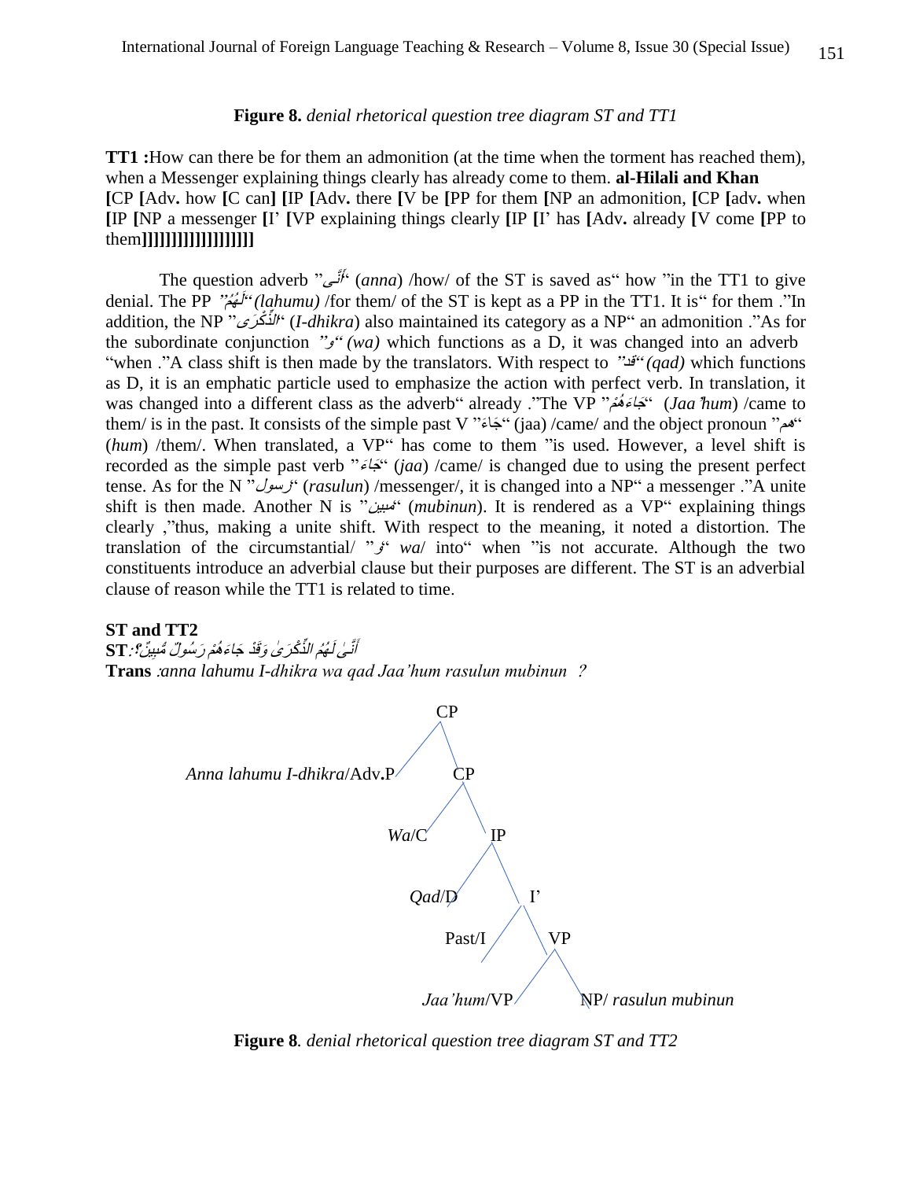**Figure 8.** *denial rhetorical question tree diagram ST and TT1*

**TT1 :**How can there be for them an admonition (at the time when the torment has reached them), when a Messenger explaining things clearly has already come to them. **al-Hilali and Khan**
**[**CP **[**Adv**.** how **[**C can**] [**IP **[**Adv**.** there **[**V be **[**PP for them **[**NP an admonition, **[**CP **[**adv**.** when **[**IP **[**NP a messenger **[**I' **[**VP explaining things clearly **[**IP **[**I' has **[**Adv**.** already **[**V come **[**PP to them**]]]]]]]]]]]]]]]]]]]**

The question adverb "أَنَّى" (*anna*) /how/ of the ST is saved as" how "in the TT1 to give denial. The PP "لَهُمُ" *(lahumu)* /for them/ of the ST is kept as a PP in the TT1. It is" for them ."In addition, the NP "الذِّكْرَى" (*I-dhikra*) also maintained its category as a NP" an admonition ."As for the subordinate conjunction "و" *(wa)* which functions as a D, it was changed into an adverb "when ."A class shift is then made by the translators. With respect to "قد" *(qad)* which functions as D, it is an emphatic particle used to emphasize the action with perfect verb. In translation, it was changed into a different class as the adverb" already ."The VP "جَاءَهُمْ" (*Jaa'hum*) /came to them/ is in the past. It consists of the simple past V "جَاءَ" (jaa) /came/ and the object pronoun "هم" (*hum*) /them/. When translated, a VP" has come to them "is used. However, a level shift is recorded as the simple past verb "جَاءَ" (*jaa*) /came/ is changed due to using the present perfect tense. As for the N "رسول" (*rasulun*) /messenger/, it is changed into a NP" a messenger ."A unite shift is then made. Another N is "مبين" (*mubinun*). It is rendered as a VP" explaining things clearly ,"thus, making a unite shift. With respect to the meaning, it noted a distortion. The translation of the circumstantial/ "وَ" *wa*/ into" when "is not accurate. Although the two constituents introduce an adverbial clause but their purposes are different. The ST is an adverbial clause of reason while the TT1 is related to time.

**ST and TT2**

**ST**: أَنَّىٰ لَهُمُ الذِّكْرَىٰ وَقَدْ جَاءَهُمْ رَسُولٌ مُّبِينٌ؟

**Trans** :*anna lahumu I-dhikra wa qad Jaa'hum rasulun mubinun ?*

```
CP
├── Anna lahumu I-dhikra/Adv.P
└── CP
    ├── Wa/C
    └── IP
        ├── Qad/D
        └── I'
            ├── Past/I
            └── VP
                ├── Jaa'hum/VP
                └── NP/ rasulun mubinun
```

**Figure 8**. *denial rhetorical question tree diagram ST and TT2*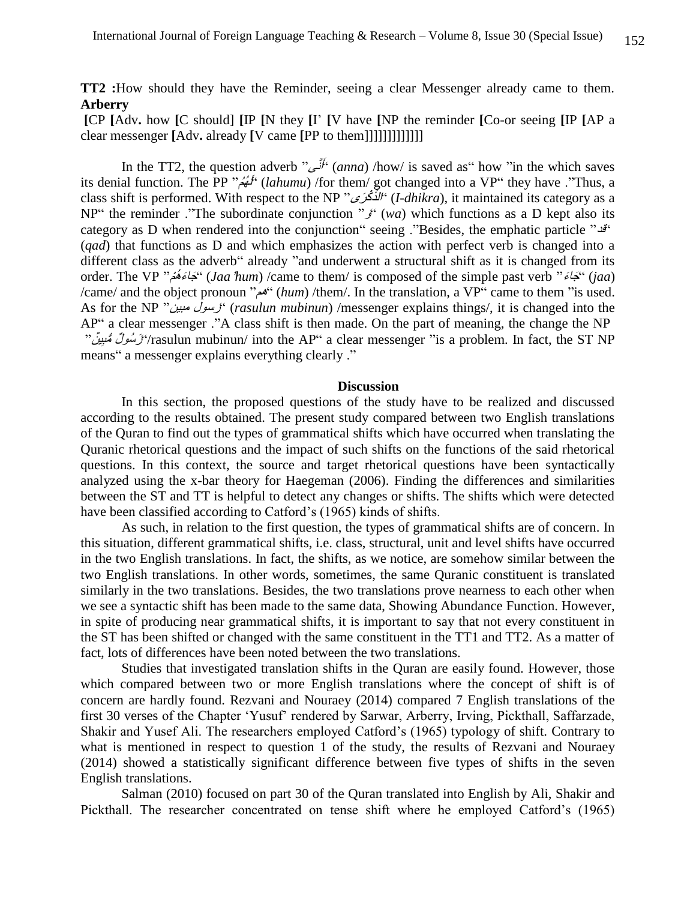**TT2 :**How should they have the Reminder, seeing a clear Messenger already came to them. **Arberry**

**[**CP **[**Adv**.** how **[**C should] **[**IP **[**N they **[**I' **[**V have **[**NP the reminder **[**Co-or seeing **[**IP **[**AP a clear messenger **[**Adv**.** already **[**V came **[**PP to them]]]]]]]]]]]]

In the TT2, the question adverb "أَنَّى" (*anna*) /how/ is saved as" how "in the which saves its denial function. The PP "لَهُمُ" (*lahumu*) /for them/ got changed into a VP" they have ."Thus, a class shift is performed. With respect to the NP "الذِّكْرَى" (*I-dhikra*), it maintained its category as a NP" the reminder ."The subordinate conjunction "وَ" (*wa*) which functions as a D kept also its category as D when rendered into the conjunction" seeing ."Besides, the emphatic particle "قَدْ" (*qad*) that functions as D and which emphasizes the action with perfect verb is changed into a different class as the adverb" already "and underwent a structural shift as it is changed from its order. The VP "جَاءَهُمْ" (*Jaa'hum*) /came to them/ is composed of the simple past verb "جَاءَ" (*jaa*) /came/ and the object pronoun "هم" (*hum*) /them/. In the translation, a VP" came to them "is used. As for the NP "رسول مبين" (*rasulun mubinun*) /messenger explains things/, it is changed into the AP" a clear messenger ."A class shift is then made. On the part of meaning, the change the NP "رَسُولٌ مُّبِينٌ"/rasulun mubinun/ into the AP" a clear messenger "is a problem. In fact, the ST NP means" a messenger explains everything clearly ."

## Discussion

In this section, the proposed questions of the study have to be realized and discussed according to the results obtained. The present study compared between two English translations of the Quran to find out the types of grammatical shifts which have occurred when translating the Quranic rhetorical questions and the impact of such shifts on the functions of the said rhetorical questions. In this context, the source and target rhetorical questions have been syntactically analyzed using the x-bar theory for Haegeman (2006). Finding the differences and similarities between the ST and TT is helpful to detect any changes or shifts. The shifts which were detected have been classified according to Catford's (1965) kinds of shifts.

As such, in relation to the first question, the types of grammatical shifts are of concern. In this situation, different grammatical shifts, i.e. class, structural, unit and level shifts have occurred in the two English translations. In fact, the shifts, as we notice, are somehow similar between the two English translations. In other words, sometimes, the same Quranic constituent is translated similarly in the two translations. Besides, the two translations prove nearness to each other when we see a syntactic shift has been made to the same data, Showing Abundance Function. However, in spite of producing near grammatical shifts, it is important to say that not every constituent in the ST has been shifted or changed with the same constituent in the TT1 and TT2. As a matter of fact, lots of differences have been noted between the two translations.

Studies that investigated translation shifts in the Quran are easily found. However, those which compared between two or more English translations where the concept of shift is of concern are hardly found. Rezvani and Nouraey (2014) compared 7 English translations of the first 30 verses of the Chapter 'Yusuf' rendered by Sarwar, Arberry, Irving, Pickthall, Saffarzade, Shakir and Yusef Ali. The researchers employed Catford's (1965) typology of shift. Contrary to what is mentioned in respect to question 1 of the study, the results of Rezvani and Nouraey (2014) showed a statistically significant difference between five types of shifts in the seven English translations.

Salman (2010) focused on part 30 of the Quran translated into English by Ali, Shakir and Pickthall. The researcher concentrated on tense shift where he employed Catford's (1965)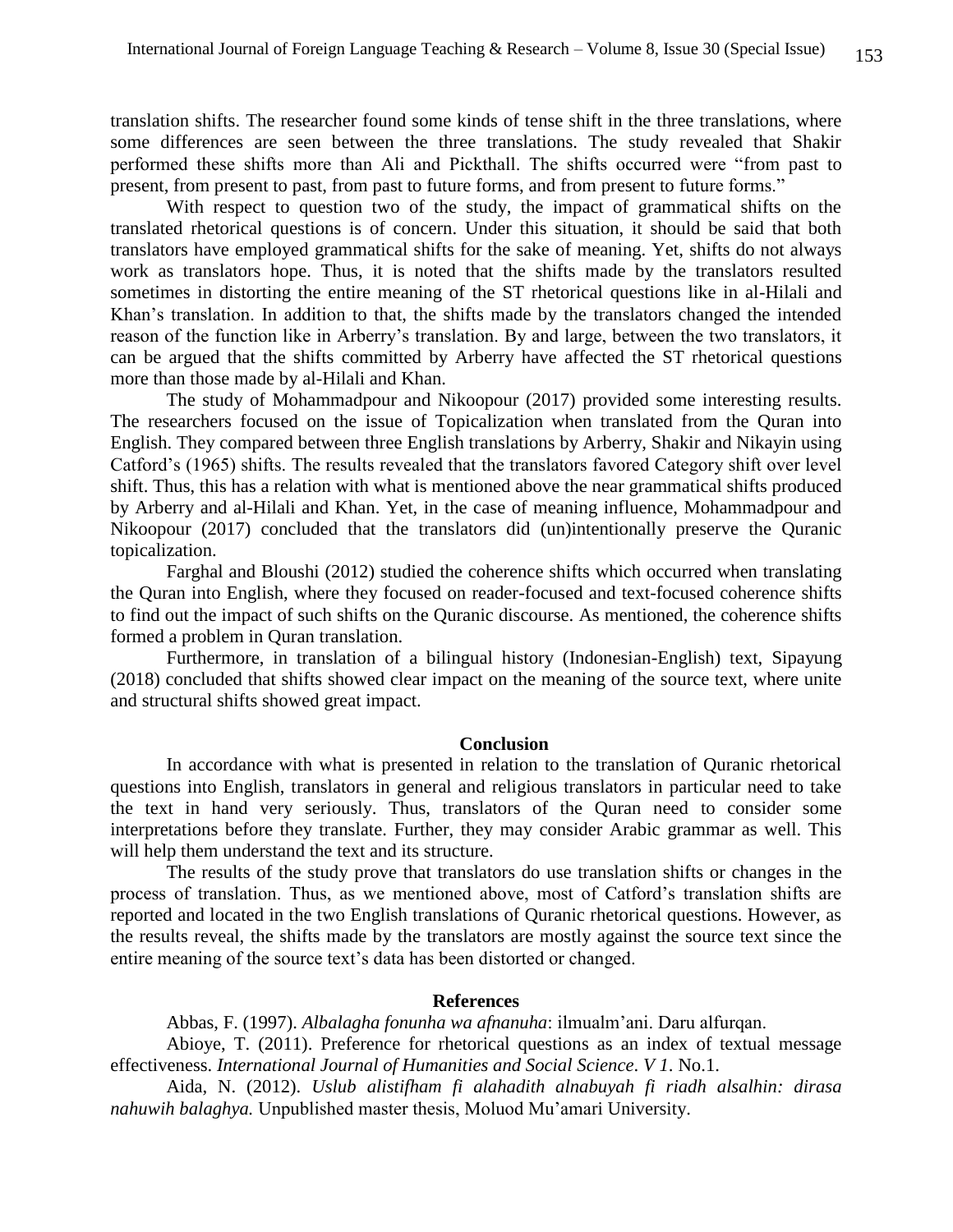translation shifts. The researcher found some kinds of tense shift in the three translations, where some differences are seen between the three translations. The study revealed that Shakir performed these shifts more than Ali and Pickthall. The shifts occurred were "from past to present, from present to past, from past to future forms, and from present to future forms."

With respect to question two of the study, the impact of grammatical shifts on the translated rhetorical questions is of concern. Under this situation, it should be said that both translators have employed grammatical shifts for the sake of meaning. Yet, shifts do not always work as translators hope. Thus, it is noted that the shifts made by the translators resulted sometimes in distorting the entire meaning of the ST rhetorical questions like in al-Hilali and Khan's translation. In addition to that, the shifts made by the translators changed the intended reason of the function like in Arberry's translation. By and large, between the two translators, it can be argued that the shifts committed by Arberry have affected the ST rhetorical questions more than those made by al-Hilali and Khan.

The study of Mohammadpour and Nikoopour (2017) provided some interesting results. The researchers focused on the issue of Topicalization when translated from the Quran into English. They compared between three English translations by Arberry, Shakir and Nikayin using Catford's (1965) shifts. The results revealed that the translators favored Category shift over level shift. Thus, this has a relation with what is mentioned above the near grammatical shifts produced by Arberry and al-Hilali and Khan. Yet, in the case of meaning influence, Mohammadpour and Nikoopour (2017) concluded that the translators did (un)intentionally preserve the Quranic topicalization.

Farghal and Bloushi (2012) studied the coherence shifts which occurred when translating the Quran into English, where they focused on reader-focused and text-focused coherence shifts to find out the impact of such shifts on the Quranic discourse. As mentioned, the coherence shifts formed a problem in Quran translation.

Furthermore, in translation of a bilingual history (Indonesian-English) text, Sipayung (2018) concluded that shifts showed clear impact on the meaning of the source text, where unite and structural shifts showed great impact.

## Conclusion

In accordance with what is presented in relation to the translation of Quranic rhetorical questions into English, translators in general and religious translators in particular need to take the text in hand very seriously. Thus, translators of the Quran need to consider some interpretations before they translate. Further, they may consider Arabic grammar as well. This will help them understand the text and its structure.

The results of the study prove that translators do use translation shifts or changes in the process of translation. Thus, as we mentioned above, most of Catford's translation shifts are reported and located in the two English translations of Quranic rhetorical questions. However, as the results reveal, the shifts made by the translators are mostly against the source text since the entire meaning of the source text's data has been distorted or changed.

## References

Abbas, F. (1997). *Albalagha fonunha wa afnanuha*: ilmualm'ani. Daru alfurqan.

Abioye, T. (2011). Preference for rhetorical questions as an index of textual message effectiveness. *International Journal of Humanities and Social Science*. *V 1.* No.1.

Aida, N. (2012). *Uslub alistifham fi alahadith alnabuyah fi riadh alsalhin: dirasa nahuwih balaghya.* Unpublished master thesis, Moluod Mu'amari University.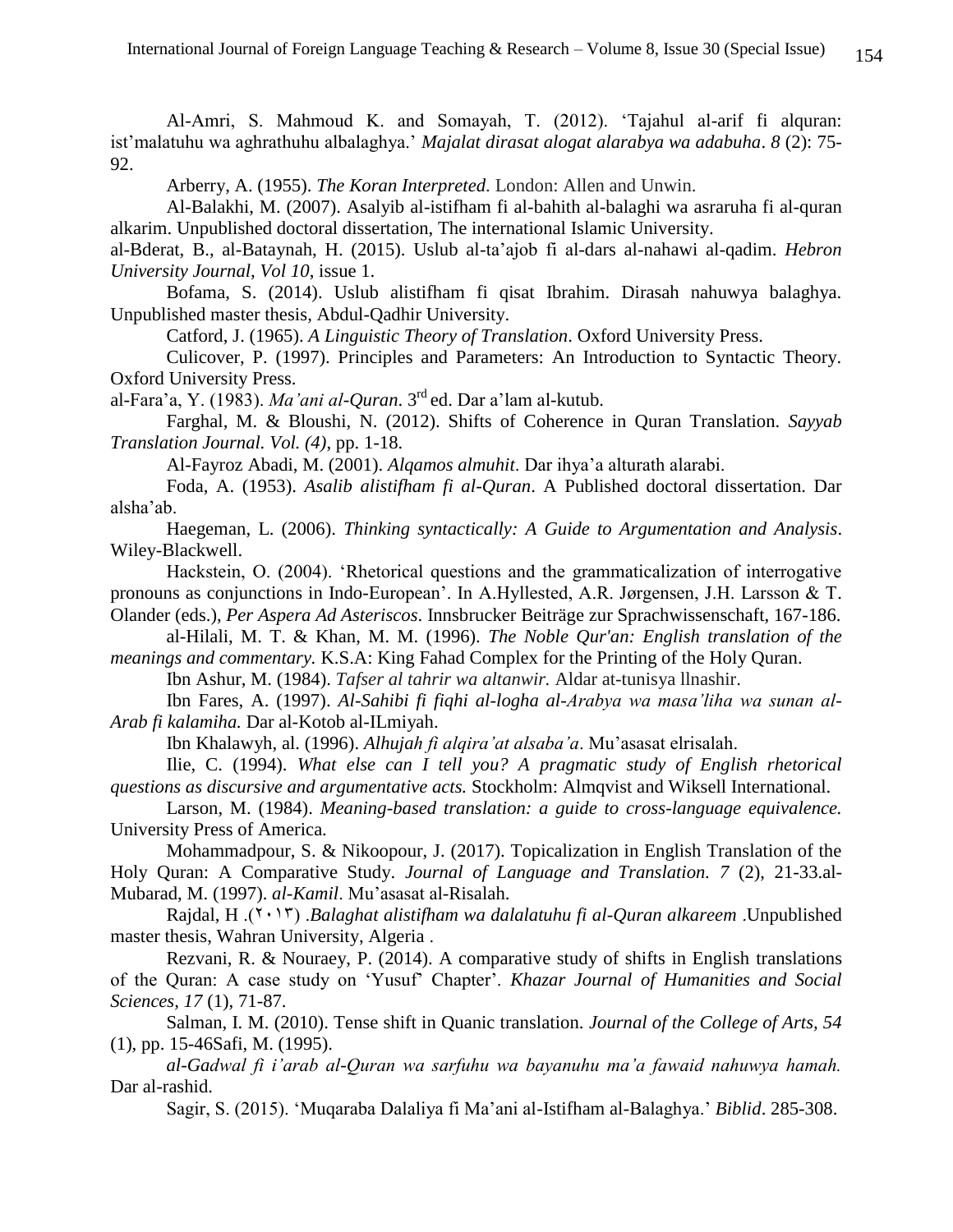Al-Amri, S. Mahmoud K. and Somayah, T. (2012). 'Tajahul al-arif fi alquran: ist'malatuhu wa aghrathuhu albalaghya.' *Majalat dirasat alogat alarabya wa adabuha*. *8* (2): 75-92.

Arberry, A. (1955). *The Koran Interpreted*. London: Allen and Unwin.

Al-Balakhi, M. (2007). Asalyib al-istifham fi al-bahith al-balaghi wa asraruha fi al-quran alkarim. Unpublished doctoral dissertation, The international Islamic University.

al-Bderat, B., al-Bataynah, H. (2015). Uslub al-ta'ajob fi al-dars al-nahawi al-qadim. *Hebron University Journal, Vol 10,* issue 1.

Bofama, S. (2014). Uslub alistifham fi qisat Ibrahim. Dirasah nahuwya balaghya. Unpublished master thesis, Abdul-Qadhir University.

Catford, J. (1965). *A Linguistic Theory of Translation*. Oxford University Press.

Culicover, P. (1997). Principles and Parameters: An Introduction to Syntactic Theory. Oxford University Press.

al-Fara'a, Y. (1983). *Ma'ani al-Quran*. 3rd ed. Dar a'lam al-kutub.

Farghal, M. & Bloushi, N. (2012). Shifts of Coherence in Quran Translation. *Sayyab Translation Journal. Vol. (4),* pp. 1-18.

Al-Fayroz Abadi, M. (2001). *Alqamos almuhit*. Dar ihya'a alturath alarabi.

Foda, A. (1953). *Asalib alistifham fi al-Quran*. A Published doctoral dissertation. Dar alsha'ab.

Haegeman, L. (2006). *Thinking syntactically: A Guide to Argumentation and Analysis*. Wiley-Blackwell.

Hackstein, O. (2004). 'Rhetorical questions and the grammaticalization of interrogative pronouns as conjunctions in Indo-European'. In A.Hyllested, A.R. Jørgensen, J.H. Larsson & T. Olander (eds.), *Per Aspera Ad Asteriscos*. Innsbrucker Beiträge zur Sprachwissenschaft, 167-186.

al-Hilali, M. T. & Khan, M. M. (1996). *The Noble Qur'an: English translation of the meanings and commentary.* K.S.A: King Fahad Complex for the Printing of the Holy Quran.

Ibn Ashur, M. (1984). *Tafser al tahrir wa altanwir.* Aldar at-tunisya llnashir.

Ibn Fares, A. (1997). *Al-Sahibi fi fiqhi al-logha al-Arabya wa masa'liha wa sunan al-Arab fi kalamiha.* Dar al-Kotob al-ILmiyah.

Ibn Khalawyh, al. (1996). *Alhujah fi alqira'at alsaba'a*. Mu'asasat elrisalah.

Ilie, C. (1994). *What else can I tell you? A pragmatic study of English rhetorical questions as discursive and argumentative acts.* Stockholm: Almqvist and Wiksell International.

Larson, M. (1984). *Meaning-based translation: a guide to cross-language equivalence.* University Press of America.

Mohammadpour, S. & Nikoopour, J. (2017). Topicalization in English Translation of the Holy Quran: A Comparative Study. *Journal of Language and Translation. 7* (2), 21-33.al-Mubarad, M. (1997). *al-Kamil*. Mu'asasat al-Risalah.

Rajdal, H .(٢٠١٣) .*Balaghat alistifham wa dalalatuhu fi al-Quran alkareem* .Unpublished master thesis, Wahran University, Algeria .

Rezvani, R. & Nouraey, P. (2014). A comparative study of shifts in English translations of the Quran: A case study on 'Yusuf' Chapter'. *Khazar Journal of Humanities and Social Sciences, 17* (1), 71-87.

Salman, I. M. (2010). Tense shift in Quanic translation. *Journal of the College of Arts, 54* (1), pp. 15-46Safi, M. (1995).

*al-Gadwal fi i'arab al-Quran wa sarfuhu wa bayanuhu ma'a fawaid nahuwya hamah.* Dar al-rashid.

Sagir, S. (2015). 'Muqaraba Dalaliya fi Ma'ani al-Istifham al-Balaghya.' *Biblid*. 285-308.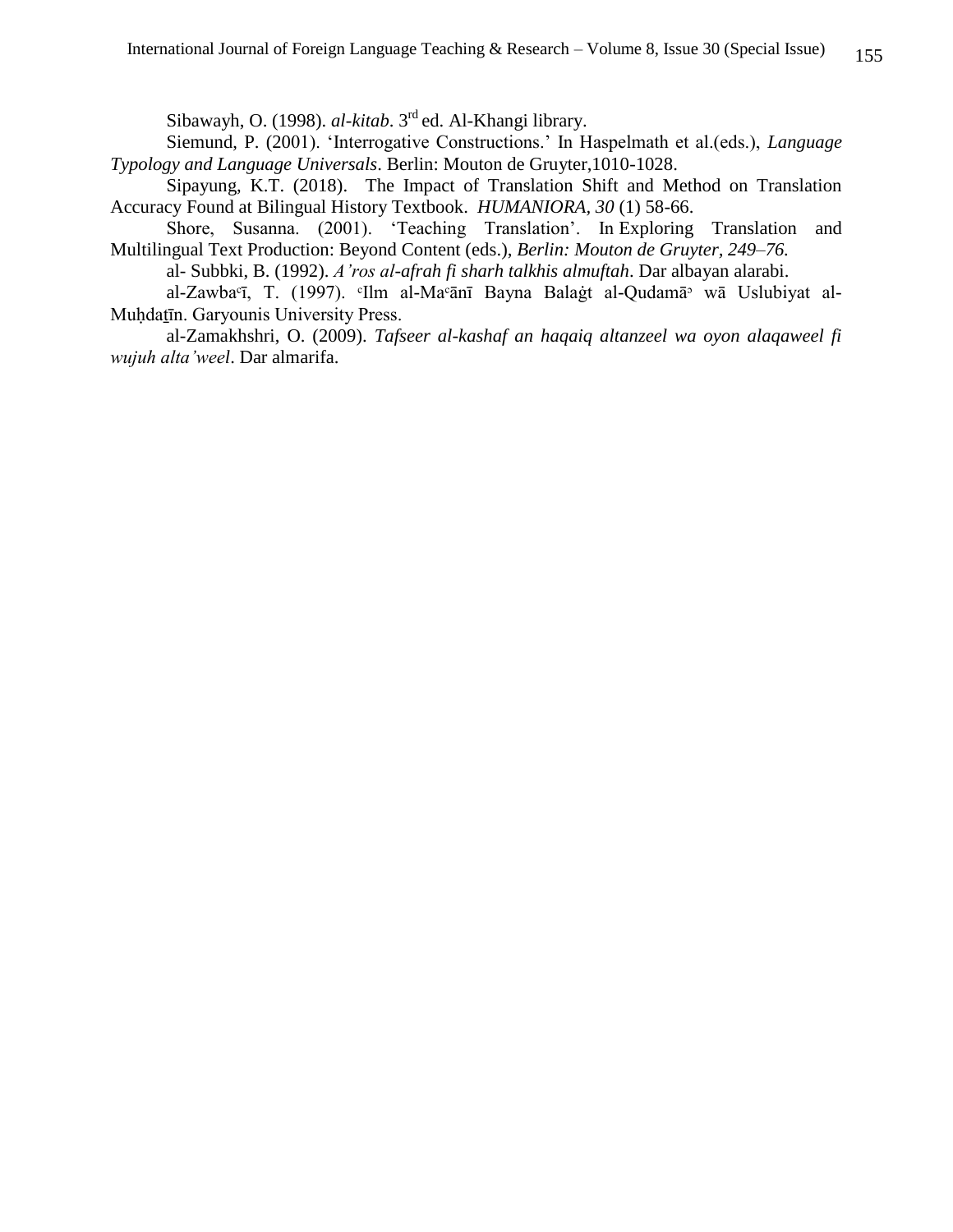Sibawayh, O. (1998). *al-kitab*. 3rd ed. Al-Khangi library.

Siemund, P. (2001). 'Interrogative Constructions.' In Haspelmath et al.(eds.), *Language Typology and Language Universals*. Berlin: Mouton de Gruyter,1010-1028.

Sipayung, K.T. (2018). The Impact of Translation Shift and Method on Translation Accuracy Found at Bilingual History Textbook. *HUMANIORA, 30* (1) 58-66.

Shore, Susanna. (2001). 'Teaching Translation'. In Exploring Translation and Multilingual Text Production: Beyond Content (eds.), *Berlin: Mouton de Gruyter, 249–76.*

al- Subbki, B. (1992). *A'ros al-afrah fi sharh talkhis almuftah*. Dar albayan alarabi.

al-Zawbaᶜī, T. (1997). ᶜIlm al-Maᶜānī Bayna Balaġt al-Qudamāᵓ wā Uslubiyat al-Muḥdaṯīn. Garyounis University Press.

al-Zamakhshri, O. (2009). *Tafseer al-kashaf an haqaiq altanzeel wa oyon alaqaweel fi wujuh alta'weel*. Dar almarifa.